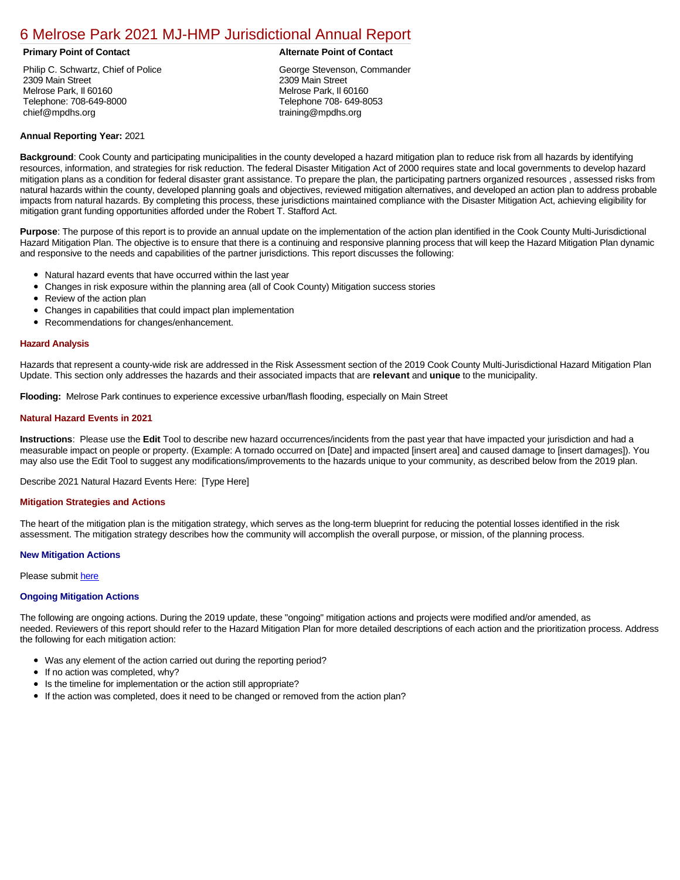# 6 Melrose Park 2021 MJ-HMP Jurisdictional Annual Report

**Primary Point of Contact**

Philip C. Schwartz, Chief of Police
2309 Main Street
Melrose Park, Il 60160
Telephone: 708-649-8000
chief@mpdhs.org

**Alternate Point of Contact**

George Stevenson, Commander
2309 Main Street
Melrose Park, Il 60160
Telephone 708- 649-8053
training@mpdhs.org

**Annual Reporting Year:** 2021

**Background**: Cook County and participating municipalities in the county developed a hazard mitigation plan to reduce risk from all hazards by identifying resources, information, and strategies for risk reduction. The federal Disaster Mitigation Act of 2000 requires state and local governments to develop hazard mitigation plans as a condition for federal disaster grant assistance. To prepare the plan, the participating partners organized resources , assessed risks from natural hazards within the county, developed planning goals and objectives, reviewed mitigation alternatives, and developed an action plan to address probable impacts from natural hazards. By completing this process, these jurisdictions maintained compliance with the Disaster Mitigation Act, achieving eligibility for mitigation grant funding opportunities afforded under the Robert T. Stafford Act.

**Purpose**: The purpose of this report is to provide an annual update on the implementation of the action plan identified in the Cook County Multi-Jurisdictional Hazard Mitigation Plan. The objective is to ensure that there is a continuing and responsive planning process that will keep the Hazard Mitigation Plan dynamic and responsive to the needs and capabilities of the partner jurisdictions. This report discusses the following:

- Natural hazard events that have occurred within the last year
- Changes in risk exposure within the planning area (all of Cook County) Mitigation success stories
- Review of the action plan
- Changes in capabilities that could impact plan implementation
- Recommendations for changes/enhancement.

### Hazard Analysis

Hazards that represent a county-wide risk are addressed in the Risk Assessment section of the 2019 Cook County Multi-Jurisdictional Hazard Mitigation Plan Update. This section only addresses the hazards and their associated impacts that are **relevant** and **unique** to the municipality.

**Flooding:** Melrose Park continues to experience excessive urban/flash flooding, especially on Main Street

### Natural Hazard Events in 2021

**Instructions**: Please use the **Edit** Tool to describe new hazard occurrences/incidents from the past year that have impacted your jurisdiction and had a measurable impact on people or property. (Example: A tornado occurred on [Date] and impacted [insert area] and caused damage to [insert damages]). You may also use the Edit Tool to suggest any modifications/improvements to the hazards unique to your community, as described below from the 2019 plan.

Describe 2021 Natural Hazard Events Here: [Type Here]

### Mitigation Strategies and Actions

The heart of the mitigation plan is the mitigation strategy, which serves as the long-term blueprint for reducing the potential losses identified in the risk assessment. The mitigation strategy describes how the community will accomplish the overall purpose, or mission, of the planning process.

### New Mitigation Actions

Please submit here

### Ongoing Mitigation Actions

The following are ongoing actions. During the 2019 update, these "ongoing" mitigation actions and projects were modified and/or amended, as needed. Reviewers of this report should refer to the Hazard Mitigation Plan for more detailed descriptions of each action and the prioritization process. Address the following for each mitigation action:

- Was any element of the action carried out during the reporting period?
- If no action was completed, why?
- Is the timeline for implementation or the action still appropriate?
- If the action was completed, does it need to be changed or removed from the action plan?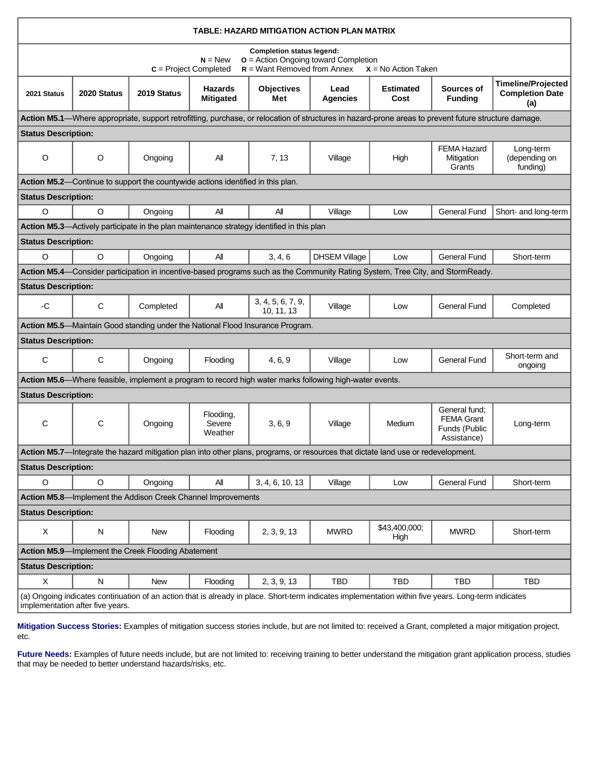| TABLE: HAZARD MITIGATION ACTION PLAN MATRIX | | | | | | | | |
|---|---|---|---|---|---|---|---|---|
| Completion status legend: **N** = New **O** = Action Ongoing toward Completion **C** = Project Completed **R** = Want Removed from Annex **X** = No Action Taken | | | | | | | | |
| **2021 Status** | **2020 Status** | **2019 Status** | **Hazards Mitigated** | **Objectives Met** | **Lead Agencies** | **Estimated Cost** | **Sources of Funding** | **Timeline/Projected Completion Date (a)** |
| **Action M5.1**—Where appropriate, support retrofitting, purchase, or relocation of structures in hazard-prone areas to prevent future structure damage. | | | | | | | | |
| **Status Description:** | | | | | | | | |
| O | O | Ongoing | All | 7, 13 | Village | High | FEMA Hazard Mitigation Grants | Long-term (depending on funding) |
| **Action M5.2**—Continue to support the countywide actions identified in this plan. | | | | | | | | |
| **Status Description:** | | | | | | | | |
| O | O | Ongoing | All | All | Village | Low | General Fund | Short- and long-term |
| **Action M5.3**—Actively participate in the plan maintenance strategy identified in this plan | | | | | | | | |
| **Status Description:** | | | | | | | | |
| O | O | Ongoing | All | 3, 4, 6 | DHSEM Village | Low | General Fund | Short-term |
| **Action M5.4**—Consider participation in incentive-based programs such as the Community Rating System, Tree City, and StormReady. | | | | | | | | |
| **Status Description:** | | | | | | | | |
| -C | C | Completed | All | 3, 4, 5, 6, 7, 9, 10, 11, 13 | Village | Low | General Fund | Completed |
| **Action M5.5**—Maintain Good standing under the National Flood Insurance Program. | | | | | | | | |
| **Status Description:** | | | | | | | | |
| C | C | Ongoing | Flooding | 4, 6, 9 | Village | Low | General Fund | Short-term and ongoing |
| **Action M5.6**—Where feasible, implement a program to record high water marks following high-water events. | | | | | | | | |
| **Status Description:** | | | | | | | | |
| C | C | Ongoing | Flooding, Severe Weather | 3, 6, 9 | Village | Medium | General fund; FEMA Grant Funds (Public Assistance) | Long-term |
| **Action M5.7**—Integrate the hazard mitigation plan into other plans, programs, or resources that dictate land use or redevelopment. | | | | | | | | |
| **Status Description:** | | | | | | | | |
| O | O | Ongoing | All | 3, 4, 6, 10, 13 | Village | Low | General Fund | Short-term |
| **Action M5.8**—Implement the Addison Creek Channel Improvements | | | | | | | | |
| **Status Description:** | | | | | | | | |
| X | N | New | Flooding | 2, 3, 9, 13 | MWRD | $43,400,000; High | MWRD | Short-term |
| **Action M5.9**—Implement the Creek Flooding Abatement | | | | | | | | |
| **Status Description:** | | | | | | | | |
| X | N | New | Flooding | 2, 3, 9, 13 | TBD | TBD | TBD | TBD |
| (a) Ongoing indicates continuation of an action that is already in place. Short-term indicates implementation within five years. Long-term indicates implementation after five years. | | | | | | | | |

**Mitigation Success Stories:** Examples of mitigation success stories include, but are not limited to: received a Grant, completed a major mitigation project, etc.

**Future Needs:** Examples of future needs include, but are not limited to: receiving training to better understand the mitigation grant application process, studies that may be needed to better understand hazards/risks, etc.